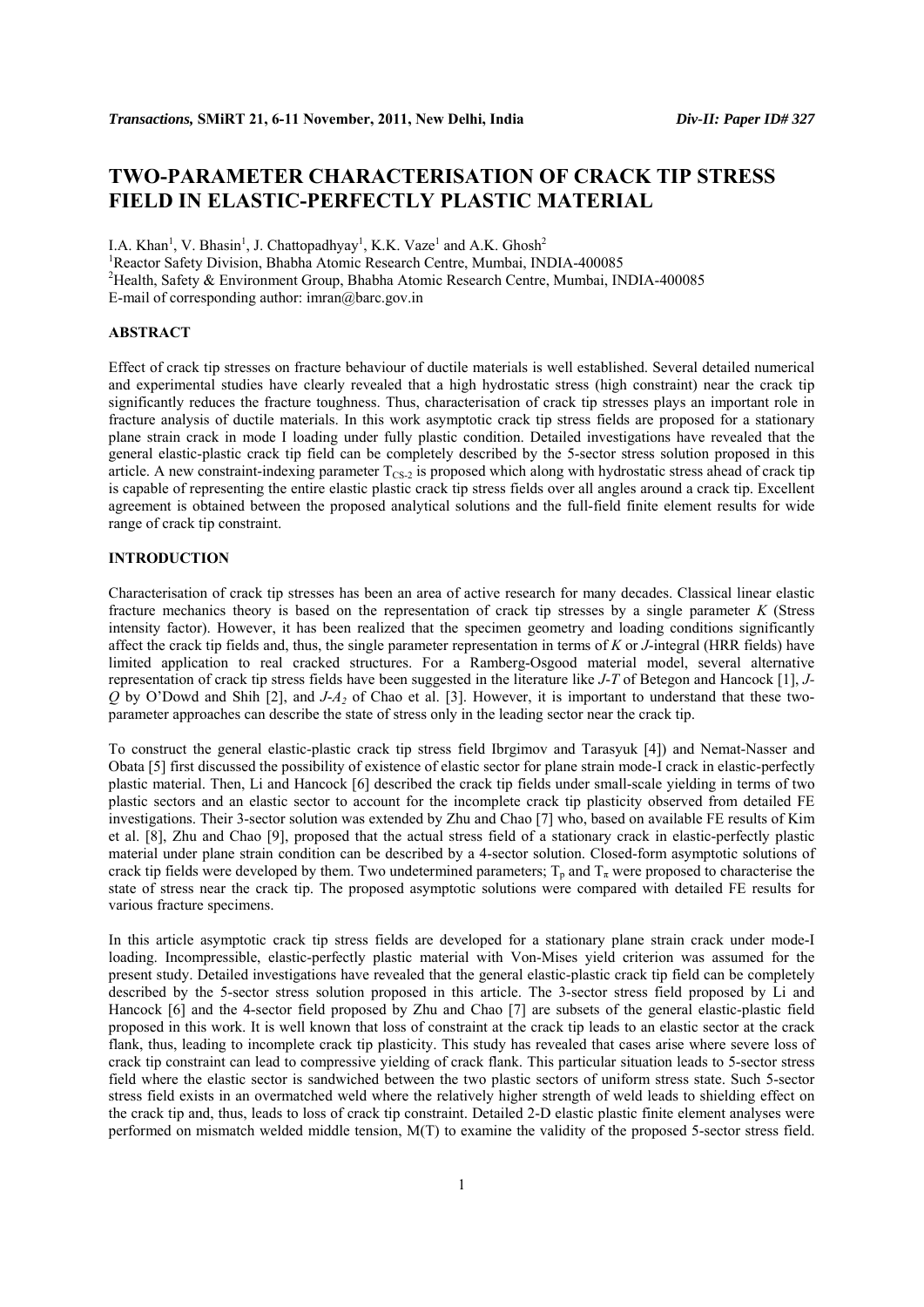# TWO-PARAMETER CHARACTERISATION OF CRACK TIP STRESS FIELD IN ELASTIC-PERFECTLY PLASTIC MATERIAL

I.A. Khan[1], V. Bhasin[1], J. Chattopadhyay[1], K.K. Vaze[1] and A.K. Ghosh[2]

[1]Reactor Safety Division, Bhabha Atomic Research Centre, Mumbai, INDIA-400085

[2]Health, Safety & Environment Group, Bhabha Atomic Research Centre, Mumbai, INDIA-400085

E-mail of corresponding author: imran@barc.gov.in

## ABSTRACT

Effect of crack tip stresses on fracture behaviour of ductile materials is well established. Several detailed numerical and experimental studies have clearly revealed that a high hydrostatic stress (high constraint) near the crack tip significantly reduces the fracture toughness. Thus, characterisation of crack tip stresses plays an important role in fracture analysis of ductile materials. In this work asymptotic crack tip stress fields are proposed for a stationary plane strain crack in mode I loading under fully plastic condition. Detailed investigations have revealed that the general elastic-plastic crack tip field can be completely described by the 5-sector stress solution proposed in this article. A new constraint-indexing parameter $T_{CS-2}$ is proposed which along with hydrostatic stress ahead of crack tip is capable of representing the entire elastic plastic crack tip stress fields over all angles around a crack tip. Excellent agreement is obtained between the proposed analytical solutions and the full-field finite element results for wide range of crack tip constraint.

## INTRODUCTION

Characterisation of crack tip stresses has been an area of active research for many decades. Classical linear elastic fracture mechanics theory is based on the representation of crack tip stresses by a single parameter *K* (Stress intensity factor). However, it has been realized that the specimen geometry and loading conditions significantly affect the crack tip fields and, thus, the single parameter representation in terms of *K* or *J*-integral (HRR fields) have limited application to real cracked structures. For a Ramberg-Osgood material model, several alternative representation of crack tip stress fields have been suggested in the literature like *J-T* of Betegon and Hancock [1], *J-Q* by O'Dowd and Shih [2], and *J-$A_2$* of Chao et al. [3]. However, it is important to understand that these two-parameter approaches can describe the state of stress only in the leading sector near the crack tip.

To construct the general elastic-plastic crack tip stress field Ibrgimov and Tarasyuk [4]) and Nemat-Nasser and Obata [5] first discussed the possibility of existence of elastic sector for plane strain mode-I crack in elastic-perfectly plastic material. Then, Li and Hancock [6] described the crack tip fields under small-scale yielding in terms of two plastic sectors and an elastic sector to account for the incomplete crack tip plasticity observed from detailed FE investigations. Their 3-sector solution was extended by Zhu and Chao [7] who, based on available FE results of Kim et al. [8], Zhu and Chao [9], proposed that the actual stress field of a stationary crack in elastic-perfectly plastic material under plane strain condition can be described by a 4-sector solution. Closed-form asymptotic solutions of crack tip fields were developed by them. Two undetermined parameters; $T_p$ and $T_\pi$ were proposed to characterise the state of stress near the crack tip. The proposed asymptotic solutions were compared with detailed FE results for various fracture specimens.

In this article asymptotic crack tip stress fields are developed for a stationary plane strain crack under mode-I loading. Incompressible, elastic-perfectly plastic material with Von-Mises yield criterion was assumed for the present study. Detailed investigations have revealed that the general elastic-plastic crack tip field can be completely described by the 5-sector stress solution proposed in this article. The 3-sector stress field proposed by Li and Hancock [6] and the 4-sector field proposed by Zhu and Chao [7] are subsets of the general elastic-plastic field proposed in this work. It is well known that loss of constraint at the crack tip leads to an elastic sector at the crack flank, thus, leading to incomplete crack tip plasticity. This study has revealed that cases arise where severe loss of crack tip constraint can lead to compressive yielding of crack flank. This particular situation leads to 5-sector stress field where the elastic sector is sandwiched between the two plastic sectors of uniform stress state. Such 5-sector stress field exists in an overmatched weld where the relatively higher strength of weld leads to shielding effect on the crack tip and, thus, leads to loss of crack tip constraint. Detailed 2-D elastic plastic finite element analyses were performed on mismatch welded middle tension, M(T) to examine the validity of the proposed 5-sector stress field.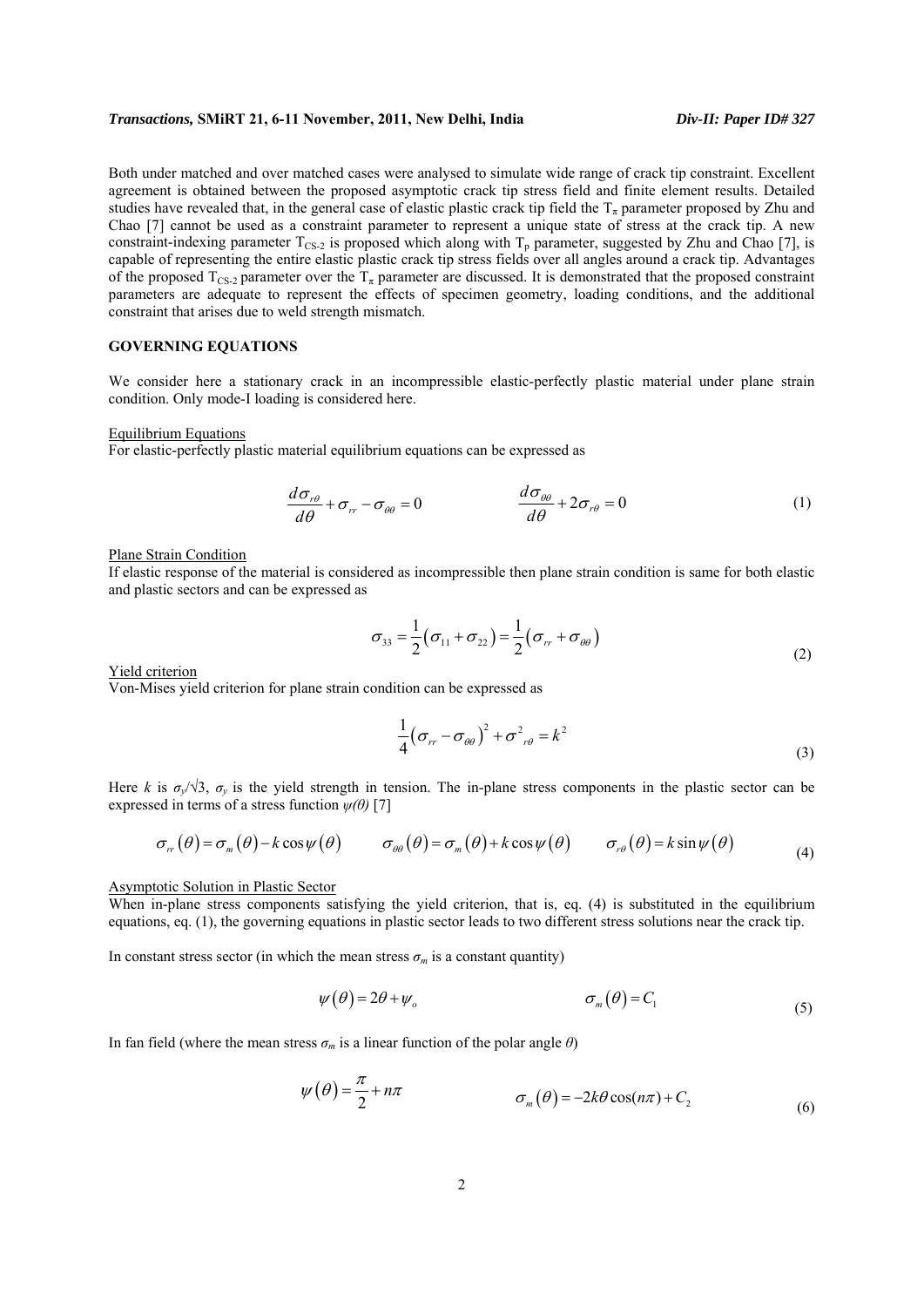Both under matched and over matched cases were analysed to simulate wide range of crack tip constraint. Excellent agreement is obtained between the proposed asymptotic crack tip stress field and finite element results. Detailed studies have revealed that, in the general case of elastic plastic crack tip field the $T_\pi$ parameter proposed by Zhu and Chao [7] cannot be used as a constraint parameter to represent a unique state of stress at the crack tip. A new constraint-indexing parameter $T_{CS-2}$ is proposed which along with $T_p$ parameter, suggested by Zhu and Chao [7], is capable of representing the entire elastic plastic crack tip stress fields over all angles around a crack tip. Advantages of the proposed $T_{CS-2}$ parameter over the $T_\pi$ parameter are discussed. It is demonstrated that the proposed constraint parameters are adequate to represent the effects of specimen geometry, loading conditions, and the additional constraint that arises due to weld strength mismatch.

## GOVERNING EQUATIONS

We consider here a stationary crack in an incompressible elastic-perfectly plastic material under plane strain condition. Only mode-I loading is considered here.

Equilibrium Equations

For elastic-perfectly plastic material equilibrium equations can be expressed as

$$\frac{d\sigma_{r\theta}}{d\theta} + \sigma_{rr} - \sigma_{\theta\theta} = 0 \qquad\qquad \frac{d\sigma_{\theta\theta}}{d\theta} + 2\sigma_{r\theta} = 0 \tag{1}$$

Plane Strain Condition

If elastic response of the material is considered as incompressible then plane strain condition is same for both elastic and plastic sectors and can be expressed as

$$\sigma_{33} = \frac{1}{2}\left(\sigma_{11} + \sigma_{22}\right) = \frac{1}{2}\left(\sigma_{rr} + \sigma_{\theta\theta}\right) \tag{2}$$

Yield criterion

Von-Mises yield criterion for plane strain condition can be expressed as

$$\frac{1}{4}\left(\sigma_{rr} - \sigma_{\theta\theta}\right)^2 + \sigma^2_{r\theta} = k^2 \tag{3}$$

Here $k$ is $\sigma_y/\sqrt{3}$, $\sigma_y$ is the yield strength in tension. The in-plane stress components in the plastic sector can be expressed in terms of a stress function $\psi(\theta)$ [7]

$$\sigma_{rr}(\theta) = \sigma_m(\theta) - k\cos\psi(\theta) \qquad \sigma_{\theta\theta}(\theta) = \sigma_m(\theta) + k\cos\psi(\theta) \qquad \sigma_{r\theta}(\theta) = k\sin\psi(\theta) \tag{4}$$

Asymptotic Solution in Plastic Sector

When in-plane stress components satisfying the yield criterion, that is, eq. (4) is substituted in the equilibrium equations, eq. (1), the governing equations in plastic sector leads to two different stress solutions near the crack tip.

In constant stress sector (in which the mean stress $\sigma_m$ is a constant quantity)

$$\psi(\theta) = 2\theta + \psi_o \qquad\qquad \sigma_m(\theta) = C_1 \tag{5}$$

In fan field (where the mean stress $\sigma_m$ is a linear function of the polar angle $\theta$)

$$\psi(\theta) = \frac{\pi}{2} + n\pi \qquad\qquad \sigma_m(\theta) = -2k\theta\cos(n\pi) + C_2 \tag{6}$$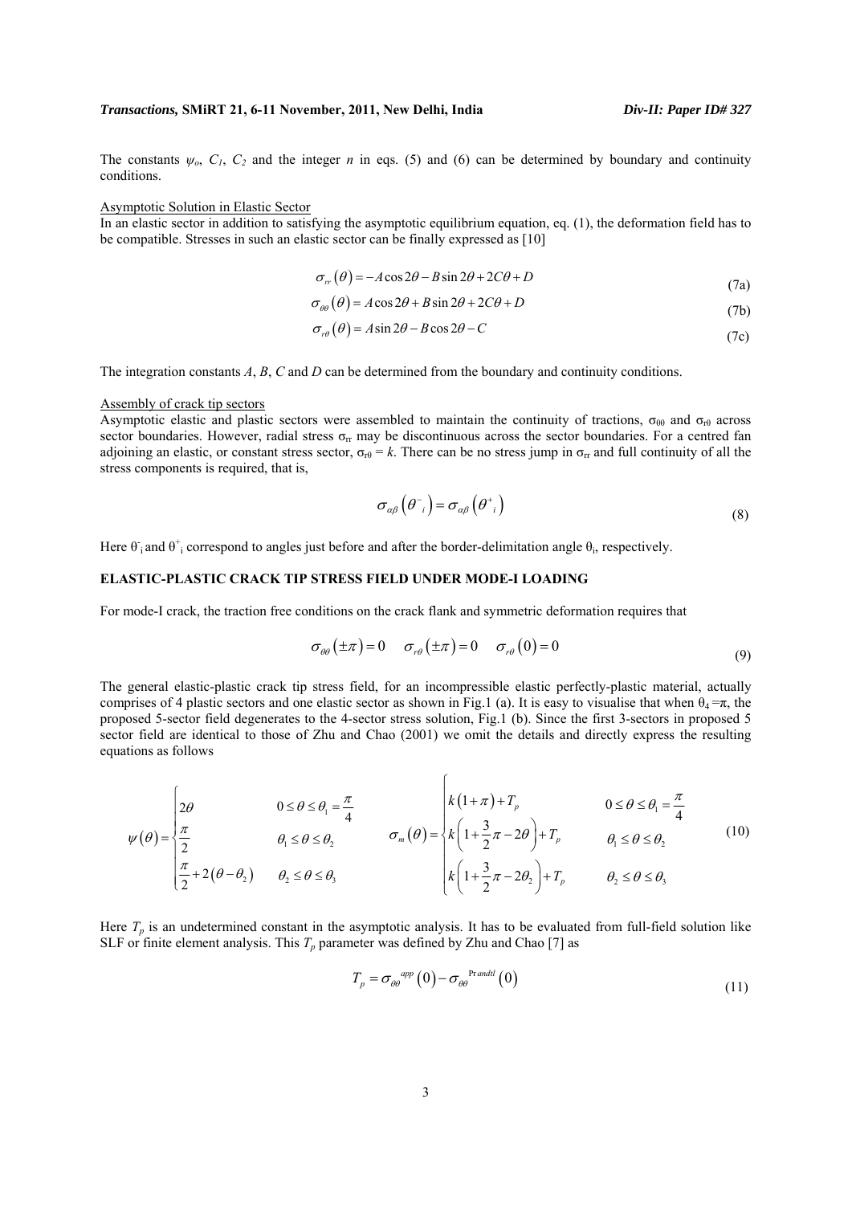The constants $\psi_o$, $C_1$, $C_2$ and the integer $n$ in eqs. (5) and (6) can be determined by boundary and continuity conditions.

Asymptotic Solution in Elastic Sector

In an elastic sector in addition to satisfying the asymptotic equilibrium equation, eq. (1), the deformation field has to be compatible. Stresses in such an elastic sector can be finally expressed as [10]

$$\sigma_{rr}(\theta) = -A\cos 2\theta - B\sin 2\theta + 2C\theta + D \tag{7a}$$

$$\sigma_{\theta\theta}(\theta) = A\cos 2\theta + B\sin 2\theta + 2C\theta + D \tag{7b}$$

$$\sigma_{r\theta}(\theta) = A\sin 2\theta - B\cos 2\theta - C \tag{7c}$$

The integration constants $A$, $B$, $C$ and $D$ can be determined from the boundary and continuity conditions.

Assembly of crack tip sectors

Asymptotic elastic and plastic sectors were assembled to maintain the continuity of tractions, $\sigma_{\theta\theta}$ and $\sigma_{r\theta}$ across sector boundaries. However, radial stress $\sigma_{rr}$ may be discontinuous across the sector boundaries. For a centred fan adjoining an elastic, or constant stress sector, $\sigma_{r\theta} = k$. There can be no stress jump in $\sigma_{rr}$ and full continuity of all the stress components is required, that is,

$$\sigma_{\alpha\beta}\left(\theta^{-}_{i}\right) = \sigma_{\alpha\beta}\left(\theta^{+}_{i}\right) \tag{8}$$

Here $\theta^{-}_{i}$ and $\theta^{+}_{i}$ correspond to angles just before and after the border-delimitation angle $\theta_i$, respectively.

## ELASTIC-PLASTIC CRACK TIP STRESS FIELD UNDER MODE-I LOADING

For mode-I crack, the traction free conditions on the crack flank and symmetric deformation requires that

$$\sigma_{\theta\theta}(\pm\pi) = 0 \quad \sigma_{r\theta}(\pm\pi) = 0 \quad \sigma_{r\theta}(0) = 0 \tag{9}$$

The general elastic-plastic crack tip stress field, for an incompressible elastic perfectly-plastic material, actually comprises of 4 plastic sectors and one elastic sector as shown in Fig.1 (a). It is easy to visualise that when $\theta_4 = \pi$, the proposed 5-sector field degenerates to the 4-sector stress solution, Fig.1 (b). Since the first 3-sectors in proposed 5 sector field are identical to those of Zhu and Chao (2001) we omit the details and directly express the resulting equations as follows

$$\psi(\theta) = \begin{cases} 2\theta & 0 \le \theta \le \theta_1 = \dfrac{\pi}{4} \\ \dfrac{\pi}{2} & \theta_1 \le \theta \le \theta_2 \\ \dfrac{\pi}{2} + 2(\theta - \theta_2) & \theta_2 \le \theta \le \theta_3 \end{cases} \qquad \sigma_m(\theta) = \begin{cases} k(1+\pi) + T_p & 0 \le \theta \le \theta_1 = \dfrac{\pi}{4} \\ k\left(1 + \dfrac{3}{2}\pi - 2\theta\right) + T_p & \theta_1 \le \theta \le \theta_2 \\ k\left(1 + \dfrac{3}{2}\pi - 2\theta_2\right) + T_p & \theta_2 \le \theta \le \theta_3 \end{cases} \tag{10}$$

Here $T_p$ is an undetermined constant in the asymptotic analysis. It has to be evaluated from full-field solution like SLF or finite element analysis. This $T_p$ parameter was defined by Zhu and Chao [7] as

$$T_p = \sigma_{\theta\theta}^{app}(0) - \sigma_{\theta\theta}^{Prandtl}(0) \tag{11}$$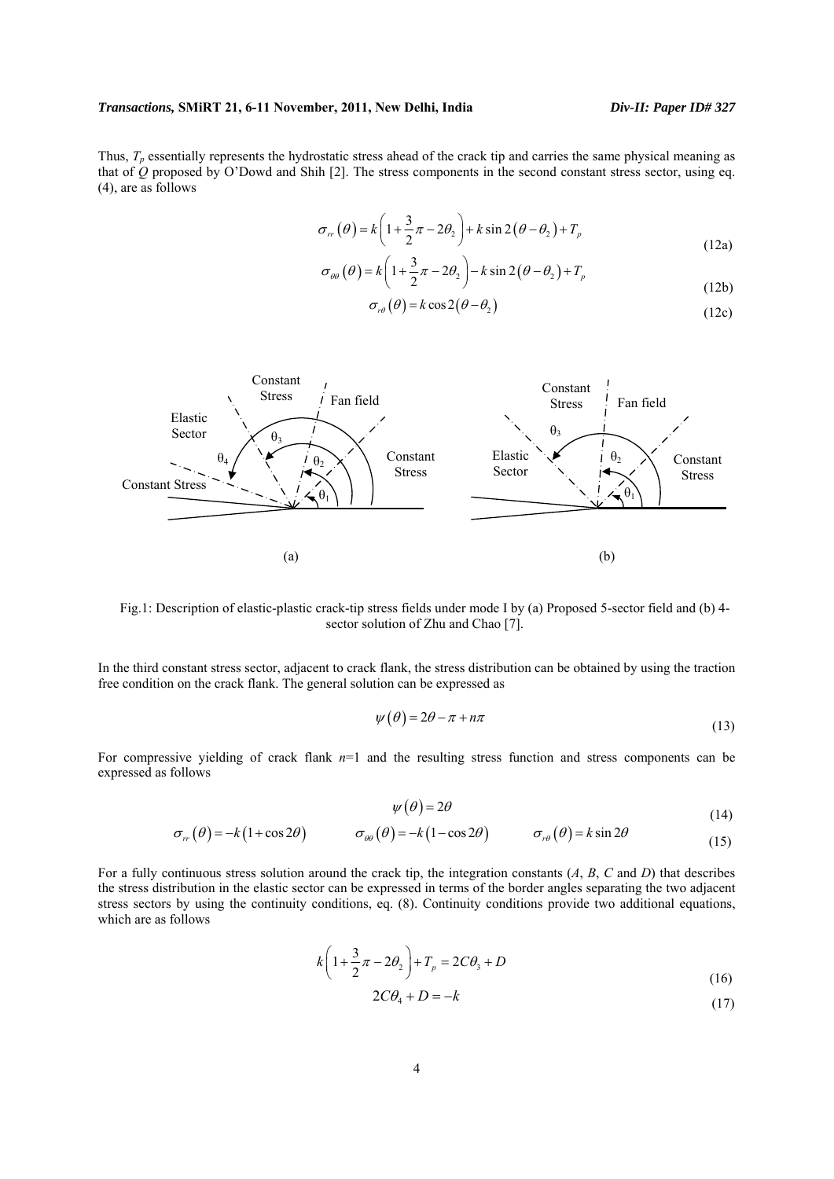Thus, $T_p$ essentially represents the hydrostatic stress ahead of the crack tip and carries the same physical meaning as that of $Q$ proposed by O'Dowd and Shih [2]. The stress components in the second constant stress sector, using eq. (4), are as follows

$$\sigma_{rr}(\theta) = k\left(1 + \frac{3}{2}\pi - 2\theta_2\right) + k\sin 2(\theta - \theta_2) + T_p \tag{12a}$$

$$\sigma_{\theta\theta}(\theta) = k\left(1 + \frac{3}{2}\pi - 2\theta_2\right) - k\sin 2(\theta - \theta_2) + T_p \tag{12b}$$

$$\sigma_{r\theta}(\theta) = k\cos 2(\theta - \theta_2) \tag{12c}$$

Fig.1: Description of elastic-plastic crack-tip stress fields under mode I by (a) Proposed 5-sector field and (b) 4-sector solution of Zhu and Chao [7].

In the third constant stress sector, adjacent to crack flank, the stress distribution can be obtained by using the traction free condition on the crack flank. The general solution can be expressed as

$$\psi(\theta) = 2\theta - \pi + n\pi \tag{13}$$

For compressive yielding of crack flank $n$=1 and the resulting stress function and stress components can be expressed as follows

$$\psi(\theta) = 2\theta \tag{14}$$

$$\sigma_{rr}(\theta) = -k(1 + \cos 2\theta) \qquad \sigma_{\theta\theta}(\theta) = -k(1 - \cos 2\theta) \qquad \sigma_{r\theta}(\theta) = k\sin 2\theta \tag{15}$$

For a fully continuous stress solution around the crack tip, the integration constants ($A$, $B$, $C$ and $D$) that describes the stress distribution in the elastic sector can be expressed in terms of the border angles separating the two adjacent stress sectors by using the continuity conditions, eq. (8). Continuity conditions provide two additional equations, which are as follows

$$k\left(1 + \frac{3}{2}\pi - 2\theta_2\right) + T_p = 2C\theta_3 + D \tag{16}$$

$$2C\theta_4 + D = -k \tag{17}$$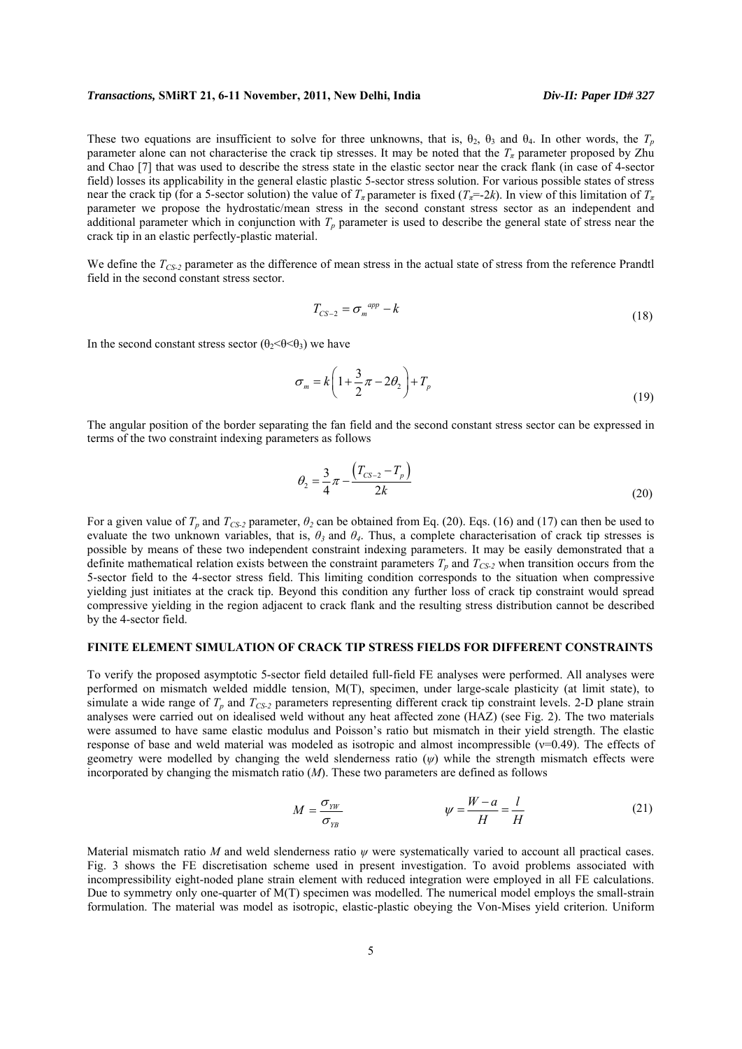These two equations are insufficient to solve for three unknowns, that is, $\theta_2$, $\theta_3$ and $\theta_4$. In other words, the $T_p$ parameter alone can not characterise the crack tip stresses. It may be noted that the $T_\pi$ parameter proposed by Zhu and Chao [7] that was used to describe the stress state in the elastic sector near the crack flank (in case of 4-sector field) losses its applicability in the general elastic plastic 5-sector stress solution. For various possible states of stress near the crack tip (for a 5-sector solution) the value of $T_\pi$ parameter is fixed ($T_\pi$=-2$k$). In view of this limitation of $T_\pi$ parameter we propose the hydrostatic/mean stress in the second constant stress sector as an independent and additional parameter which in conjunction with $T_p$ parameter is used to describe the general state of stress near the crack tip in an elastic perfectly-plastic material.

We define the $T_{CS-2}$ parameter as the difference of mean stress in the actual state of stress from the reference Prandtl field in the second constant stress sector.

$$T_{CS-2} = \sigma_m^{\ app} - k \tag{18}$$

In the second constant stress sector ($\theta_2<\theta<\theta_3$) we have

$$\sigma_m = k\left(1 + \frac{3}{2}\pi - 2\theta_2\right) + T_p \tag{19}$$

The angular position of the border separating the fan field and the second constant stress sector can be expressed in terms of the two constraint indexing parameters as follows

$$\theta_2 = \frac{3}{4}\pi - \frac{\left(T_{CS-2} - T_p\right)}{2k} \tag{20}$$

For a given value of $T_p$ and $T_{CS-2}$ parameter, $\theta_2$ can be obtained from Eq. (20). Eqs. (16) and (17) can then be used to evaluate the two unknown variables, that is, $\theta_3$ and $\theta_4$. Thus, a complete characterisation of crack tip stresses is possible by means of these two independent constraint indexing parameters. It may be easily demonstrated that a definite mathematical relation exists between the constraint parameters $T_p$ and $T_{CS-2}$ when transition occurs from the 5-sector field to the 4-sector stress field. This limiting condition corresponds to the situation when compressive yielding just initiates at the crack tip. Beyond this condition any further loss of crack tip constraint would spread compressive yielding in the region adjacent to crack flank and the resulting stress distribution cannot be described by the 4-sector field.

## FINITE ELEMENT SIMULATION OF CRACK TIP STRESS FIELDS FOR DIFFERENT CONSTRAINTS

To verify the proposed asymptotic 5-sector field detailed full-field FE analyses were performed. All analyses were performed on mismatch welded middle tension, M(T), specimen, under large-scale plasticity (at limit state), to simulate a wide range of $T_p$ and $T_{CS-2}$ parameters representing different crack tip constraint levels. 2-D plane strain analyses were carried out on idealised weld without any heat affected zone (HAZ) (see Fig. 2). The two materials were assumed to have same elastic modulus and Poisson's ratio but mismatch in their yield strength. The elastic response of base and weld material was modeled as isotropic and almost incompressible ($\nu$=0.49). The effects of geometry were modelled by changing the weld slenderness ratio ($\psi$) while the strength mismatch effects were incorporated by changing the mismatch ratio ($M$). These two parameters are defined as follows

$$M = \frac{\sigma_{YW}}{\sigma_{YB}} \qquad\qquad \psi = \frac{W-a}{H} = \frac{l}{H} \tag{21}$$

Material mismatch ratio $M$ and weld slenderness ratio $\psi$ were systematically varied to account all practical cases. Fig. 3 shows the FE discretisation scheme used in present investigation. To avoid problems associated with incompressibility eight-noded plane strain element with reduced integration were employed in all FE calculations. Due to symmetry only one-quarter of M(T) specimen was modelled. The numerical model employs the small-strain formulation. The material was model as isotropic, elastic-plastic obeying the Von-Mises yield criterion. Uniform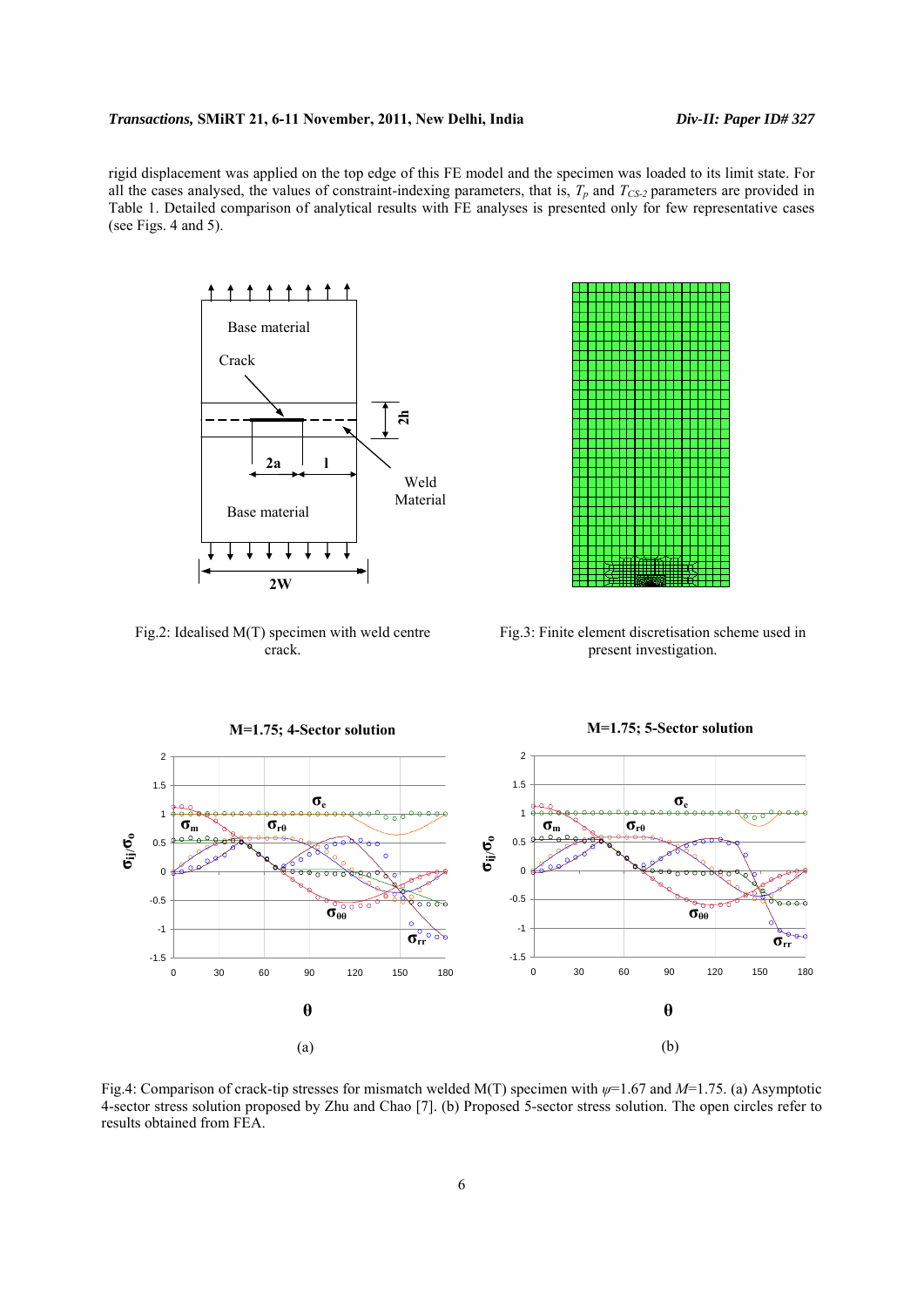rigid displacement was applied on the top edge of this FE model and the specimen was loaded to its limit state. For all the cases analysed, the values of constraint-indexing parameters, that is, $T_p$ and $T_{CS\text{-}2}$ parameters are provided in Table 1. Detailed comparison of analytical results with FE analyses is presented only for few representative cases (see Figs. 4 and 5).

Fig.2: Idealised M(T) specimen with weld centre crack.

Fig.3: Finite element discretisation scheme used in present investigation.

Fig.4: Comparison of crack-tip stresses for mismatch welded M(T) specimen with $\psi$=1.67 and $M$=1.75. (a) Asymptotic 4-sector stress solution proposed by Zhu and Chao [7]. (b) Proposed 5-sector stress solution. The open circles refer to results obtained from FEA.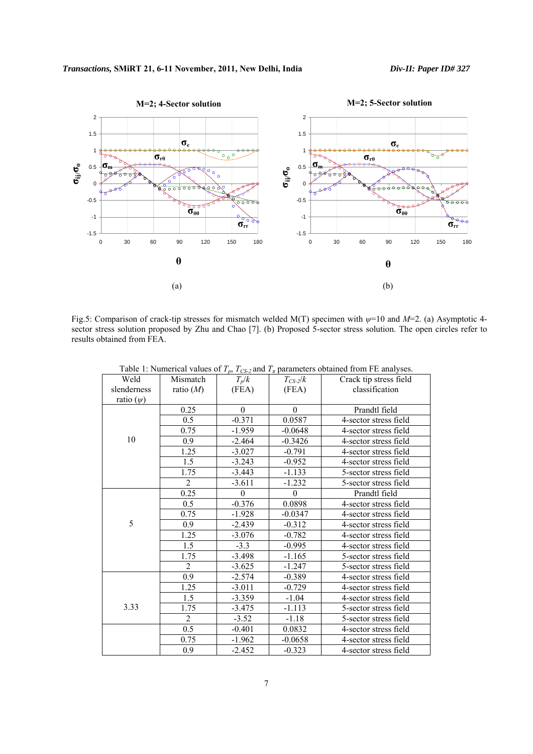Fig.5: Comparison of crack-tip stresses for mismatch welded M(T) specimen with $\psi$=10 and $M$=2. (a) Asymptotic 4-sector stress solution proposed by Zhu and Chao [7]. (b) Proposed 5-sector stress solution. The open circles refer to results obtained from FEA.

Table 1: Numerical values of $T_p$, $T_{CS-2}$ and $T_\pi$ parameters obtained from FE analyses.

| Weld slenderness ratio ($\psi$) | Mismatch ratio ($M$) | $T_p/k$ (FEA) | $T_{CS-2}/k$ (FEA) | Crack tip stress field classification |
|---|---|---|---|---|
| 10 | 0.25 | 0 | 0 | Prandtl field |
| | 0.5 | -0.371 | 0.0587 | 4-sector stress field |
| | 0.75 | -1.959 | -0.0648 | 4-sector stress field |
| | 0.9 | -2.464 | -0.3426 | 4-sector stress field |
| | 1.25 | -3.027 | -0.791 | 4-sector stress field |
| | 1.5 | -3.243 | -0.952 | 4-sector stress field |
| | 1.75 | -3.443 | -1.133 | 5-sector stress field |
| | 2 | -3.611 | -1.232 | 5-sector stress field |
| 5 | 0.25 | 0 | 0 | Prandtl field |
| | 0.5 | -0.376 | 0.0898 | 4-sector stress field |
| | 0.75 | -1.928 | -0.0347 | 4-sector stress field |
| | 0.9 | -2.439 | -0.312 | 4-sector stress field |
| | 1.25 | -3.076 | -0.782 | 4-sector stress field |
| | 1.5 | -3.3 | -0.995 | 4-sector stress field |
| | 1.75 | -3.498 | -1.165 | 5-sector stress field |
| | 2 | -3.625 | -1.247 | 5-sector stress field |
| 3.33 | 0.9 | -2.574 | -0.389 | 4-sector stress field |
| | 1.25 | -3.011 | -0.729 | 4-sector stress field |
| | 1.5 | -3.359 | -1.04 | 4-sector stress field |
| | 1.75 | -3.475 | -1.113 | 5-sector stress field |
| | 2 | -3.52 | -1.18 | 5-sector stress field |
| | 0.5 | -0.401 | 0.0832 | 4-sector stress field |
| | 0.75 | -1.962 | -0.0658 | 4-sector stress field |
| | 0.9 | -2.452 | -0.323 | 4-sector stress field |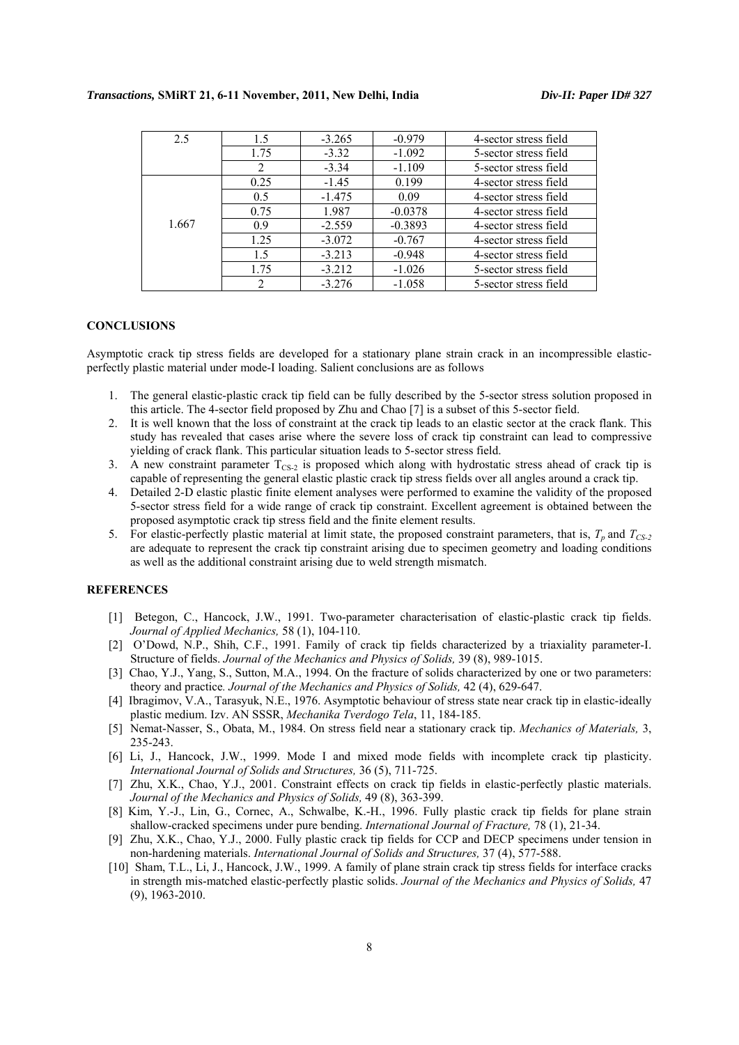| | | | | |
|---|---|---|---|---|
| 2.5 | 1.5 | -3.265 | -0.979 | 4-sector stress field |
| | 1.75 | -3.32 | -1.092 | 5-sector stress field |
| | 2 | -3.34 | -1.109 | 5-sector stress field |
| 1.667 | 0.25 | -1.45 | 0.199 | 4-sector stress field |
| | 0.5 | -1.475 | 0.09 | 4-sector stress field |
| | 0.75 | 1.987 | -0.0378 | 4-sector stress field |
| | 0.9 | -2.559 | -0.3893 | 4-sector stress field |
| | 1.25 | -3.072 | -0.767 | 4-sector stress field |
| | 1.5 | -3.213 | -0.948 | 4-sector stress field |
| | 1.75 | -3.212 | -1.026 | 5-sector stress field |
| | 2 | -3.276 | -1.058 | 5-sector stress field |

## CONCLUSIONS

Asymptotic crack tip stress fields are developed for a stationary plane strain crack in an incompressible elastic-perfectly plastic material under mode-I loading. Salient conclusions are as follows

1. The general elastic-plastic crack tip field can be fully described by the 5-sector stress solution proposed in this article. The 4-sector field proposed by Zhu and Chao [7] is a subset of this 5-sector field.
2. It is well known that the loss of constraint at the crack tip leads to an elastic sector at the crack flank. This study has revealed that cases arise where the severe loss of crack tip constraint can lead to compressive yielding of crack flank. This particular situation leads to 5-sector stress field.
3. A new constraint parameter $T_{CS-2}$ is proposed which along with hydrostatic stress ahead of crack tip is capable of representing the general elastic plastic crack tip stress fields over all angles around a crack tip.
4. Detailed 2-D elastic plastic finite element analyses were performed to examine the validity of the proposed 5-sector stress field for a wide range of crack tip constraint. Excellent agreement is obtained between the proposed asymptotic crack tip stress field and the finite element results.
5. For elastic-perfectly plastic material at limit state, the proposed constraint parameters, that is, $T_p$ and $T_{CS-2}$ are adequate to represent the crack tip constraint arising due to specimen geometry and loading conditions as well as the additional constraint arising due to weld strength mismatch.

## REFERENCES

[1] Betegon, C., Hancock, J.W., 1991. Two-parameter characterisation of elastic-plastic crack tip fields. *Journal of Applied Mechanics,* 58 (1), 104-110.

[2] O'Dowd, N.P., Shih, C.F., 1991. Family of crack tip fields characterized by a triaxiality parameter-I. Structure of fields. *Journal of the Mechanics and Physics of Solids,* 39 (8), 989-1015.

[3] Chao, Y.J., Yang, S., Sutton, M.A., 1994. On the fracture of solids characterized by one or two parameters: theory and practice. *Journal of the Mechanics and Physics of Solids,* 42 (4), 629-647.

[4] Ibragimov, V.A., Tarasyuk, N.E., 1976. Asymptotic behaviour of stress state near crack tip in elastic-ideally plastic medium. Izv. AN SSSR, *Mechanika Tverdogo Tela*, 11, 184-185.

[5] Nemat-Nasser, S., Obata, M., 1984. On stress field near a stationary crack tip. *Mechanics of Materials,* 3, 235-243.

[6] Li, J., Hancock, J.W., 1999. Mode I and mixed mode fields with incomplete crack tip plasticity. *International Journal of Solids and Structures,* 36 (5), 711-725.

[7] Zhu, X.K., Chao, Y.J., 2001. Constraint effects on crack tip fields in elastic-perfectly plastic materials. *Journal of the Mechanics and Physics of Solids,* 49 (8), 363-399.

[8] Kim, Y.-J., Lin, G., Cornec, A., Schwalbe, K.-H., 1996. Fully plastic crack tip fields for plane strain shallow-cracked specimens under pure bending. *International Journal of Fracture,* 78 (1), 21-34.

[9] Zhu, X.K., Chao, Y.J., 2000. Fully plastic crack tip fields for CCP and DECP specimens under tension in non-hardening materials. *International Journal of Solids and Structures,* 37 (4), 577-588.

[10] Sham, T.L., Li, J., Hancock, J.W., 1999. A family of plane strain crack tip stress fields for interface cracks in strength mis-matched elastic-perfectly plastic solids. *Journal of the Mechanics and Physics of Solids,* 47 (9), 1963-2010.